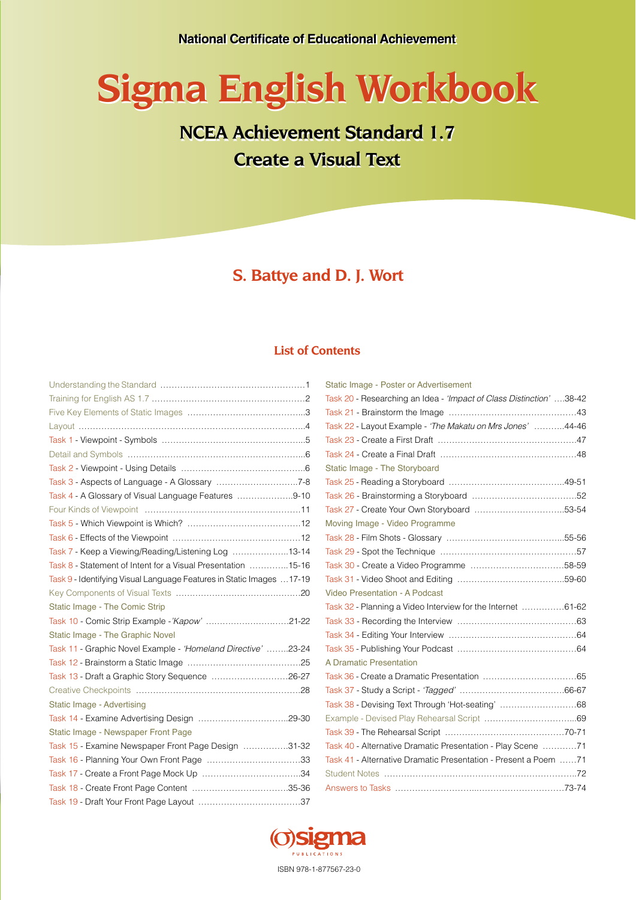National Certificate of Educational Achievement

# Sigma English Workbook

## NCEA Achievement Standard 1.7

## Create a Visual Text

**S. Battye and D. J. Wort**

### List of Contents

Understanding the Standard ....1
Training for English AS 1.7 ....2
Five Key Elements of Static Images ....3
Layout ....4
Task 1 - Viewpoint - Symbols ....5
Detail and Symbols ....6
Task 2 - Viewpoint - Using Details ....6
Task 3 - Aspects of Language - A Glossary ....7-8
Task 4 - A Glossary of Visual Language Features ....9-10
Four Kinds of Viewpoint ....11
Task 5 - Which Viewpoint is Which? ....12
Task 6 - Effects of the Viewpoint ....12
Task 7 - Keep a Viewing/Reading/Listening Log ....13-14
Task 8 - Statement of Intent for a Visual Presentation ....15-16
Task 9 - Identifying Visual Language Features in Static Images ....17-19
Key Components of Visual Texts ....20

Static Image - The Comic Strip
Task 10 - Comic Strip Example - *'Kapow'* ....21-22

Static Image - The Graphic Novel
Task 11 - Graphic Novel Example - *'Homeland Directive'* ....23-24
Task 12 - Brainstorm a Static Image ....25
Task 13 - Draft a Graphic Story Sequence ....26-27
Creative Checkpoints ....28

Static Image - Advertising
Task 14 - Examine Advertising Design ....29-30

Static Image - Newspaper Front Page
Task 15 - Examine Newspaper Front Page Design ....31-32
Task 16 - Planning Your Own Front Page ....33
Task 17 - Create a Front Page Mock Up ....34
Task 18 - Create Front Page Content ....35-36
Task 19 - Draft Your Front Page Layout ....37

Static Image - Poster or Advertisement
Task 20 - Researching an Idea - *'Impact of Class Distinction'* ....38-42
Task 21 - Brainstorm the Image ....43
Task 22 - Layout Example - *'The Makatu on Mrs Jones'* ....44-46
Task 23 - Create a First Draft ....47
Task 24 - Create a Final Draft ....48

Static Image - The Storyboard
Task 25 - Reading a Storyboard ....49-51
Task 26 - Brainstorming a Storyboard ....52
Task 27 - Create Your Own Storyboard ....53-54

Moving Image - Video Programme
Task 28 - Film Shots - Glossary ....55-56
Task 29 - Spot the Technique ....57
Task 30 - Create a Video Programme ....58-59
Task 31 - Video Shoot and Editing ....59-60

Video Presentation - A Podcast
Task 32 - Planning a Video Interview for the Internet ....61-62
Task 33 - Recording the Interview ....63
Task 34 - Editing Your Interview ....64
Task 35 - Publishing Your Podcast ....64

A Dramatic Presentation
Task 36 - Create a Dramatic Presentation ....65
Task 37 - Study a Script - *'Tagged'* ....66-67
Task 38 - Devising Text Through 'Hot-seating' ....68
Example - Devised Play Rehearsal Script ....69
Task 39 - The Rehearsal Script ....70-71
Task 40 - Alternative Dramatic Presentation - Play Scene ....71
Task 41 - Alternative Dramatic Presentation - Present a Poem ....71
Student Notes ....72
Answers to Tasks ....73-74

sigma PUBLICATIONS

ISBN 978-1-877567-23-0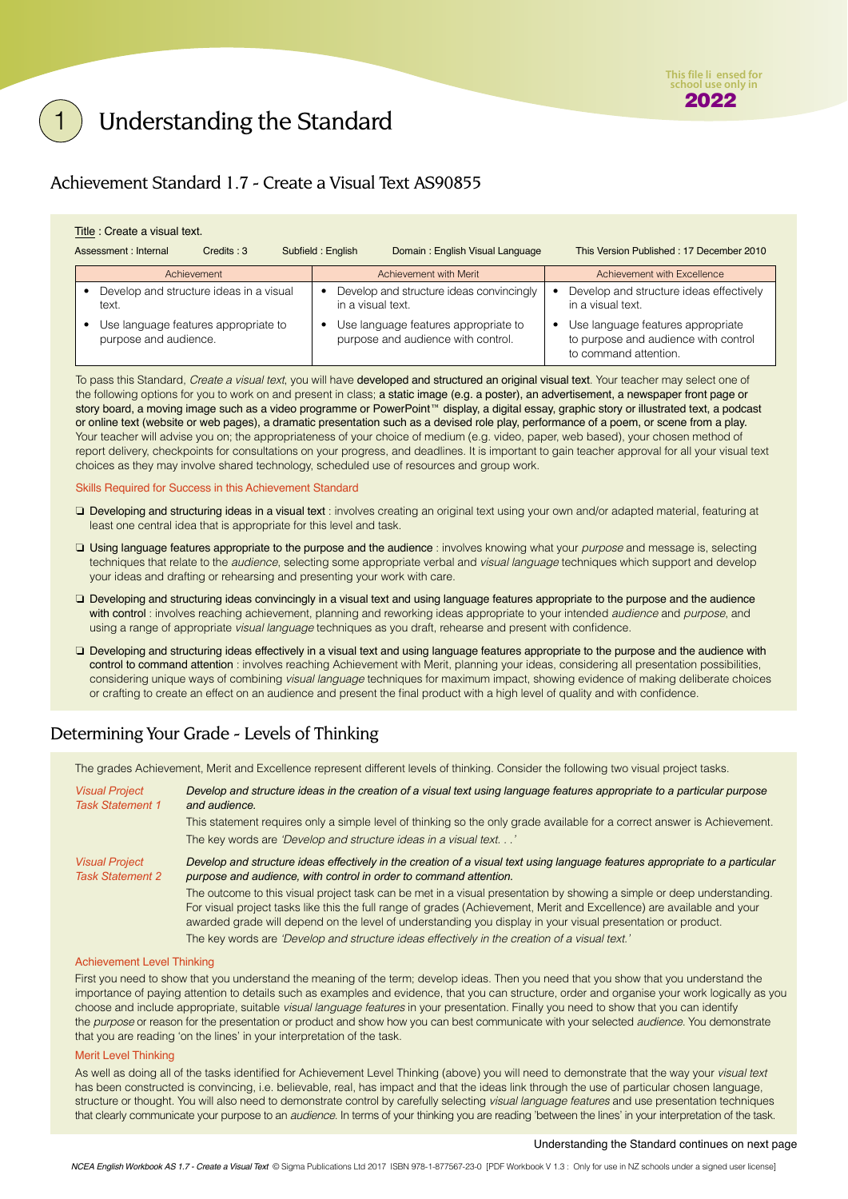# 1 Understanding the Standard

## Achievement Standard 1.7 - Create a Visual Text AS90855

Title : Create a visual text.

Assessment : Internal    Credits : 3    Subfield : English    Domain : English Visual Language    This Version Published : 17 December 2010

| Achievement | Achievement with Merit | Achievement with Excellence |
|---|---|---|
| • Develop and structure ideas in a visual text.<br>• Use language features appropriate to purpose and audience. | • Develop and structure ideas convincingly in a visual text.<br>• Use language features appropriate to purpose and audience with control. | • Develop and structure ideas effectively in a visual text.<br>• Use language features appropriate to purpose and audience with control to command attention. |

To pass this Standard, *Create a visual text*, you will have developed and structured an original visual text. Your teacher may select one of the following options for you to work on and present in class; a static image (e.g. a poster), an advertisement, a newspaper front page or story board, a moving image such as a video programme or PowerPoint™ display, a digital essay, graphic story or illustrated text, a podcast or online text (website or web pages), a dramatic presentation such as a devised role play, performance of a poem, or scene from a play. Your teacher will advise you on; the appropriateness of your choice of medium (e.g. video, paper, web based), your chosen method of report delivery, checkpoints for consultations on your progress, and deadlines. It is important to gain teacher approval for all your visual text choices as they may involve shared technology, scheduled use of resources and group work.

### Skills Required for Success in this Achievement Standard

- ❑ Developing and structuring ideas in a visual text : involves creating an original text using your own and/or adapted material, featuring at least one central idea that is appropriate for this level and task.
- ❑ Using language features appropriate to the purpose and the audience : involves knowing what your *purpose* and message is, selecting techniques that relate to the *audience*, selecting some appropriate verbal and *visual language* techniques which support and develop your ideas and drafting or rehearsing and presenting your work with care.
- ❑ Developing and structuring ideas convincingly in a visual text and using language features appropriate to the purpose and the audience with control : involves reaching Achievement, planning and reworking ideas appropriate to your intended *audience* and *purpose*, and using a range of appropriate *visual language* techniques as you draft, rehearse and present with confidence.
- ❑ Developing and structuring ideas effectively in a visual text and using language features appropriate to the purpose and the audience with control to command attention : involves reaching Achievement with Merit, planning your ideas, considering all presentation possibilities, considering unique ways of combining *visual language* techniques for maximum impact, showing evidence of making deliberate choices or crafting to create an effect on an audience and present the final product with a high level of quality and with confidence.

## Determining Your Grade - Levels of Thinking

The grades Achievement, Merit and Excellence represent different levels of thinking. Consider the following two visual project tasks.

*Visual Project Task Statement 1*

*Develop and structure ideas in the creation of a visual text using language features appropriate to a particular purpose and audience.*

This statement requires only a simple level of thinking so the only grade available for a correct answer is Achievement.

The key words are *'Develop and structure ideas in a visual text. . .'*

*Visual Project Task Statement 2*

*Develop and structure ideas effectively in the creation of a visual text using language features appropriate to a particular purpose and audience, with control in order to command attention.*

The outcome to this visual project task can be met in a visual presentation by showing a simple or deep understanding. For visual project tasks like this the full range of grades (Achievement, Merit and Excellence) are available and your awarded grade will depend on the level of understanding you display in your visual presentation or product.

The key words are *'Develop and structure ideas effectively in the creation of a visual text.'*

### Achievement Level Thinking

First you need to show that you understand the meaning of the term; develop ideas. Then you need that you show that you understand the importance of paying attention to details such as examples and evidence, that you can structure, order and organise your work logically as you choose and include appropriate, suitable *visual language features* in your presentation. Finally you need to show that you can identify the *purpose* or reason for the presentation or product and show how you can best communicate with your selected *audience*. You demonstrate that you are reading 'on the lines' in your interpretation of the task.

### Merit Level Thinking

As well as doing all of the tasks identified for Achievement Level Thinking (above) you will need to demonstrate that the way your *visual text* has been constructed is convincing, i.e. believable, real, has impact and that the ideas link through the use of particular chosen language, structure or thought. You will also need to demonstrate control by carefully selecting *visual language features* and use presentation techniques that clearly communicate your purpose to an *audience*. In terms of your thinking you are reading 'between the lines' in your interpretation of the task.

Understanding the Standard continues on next page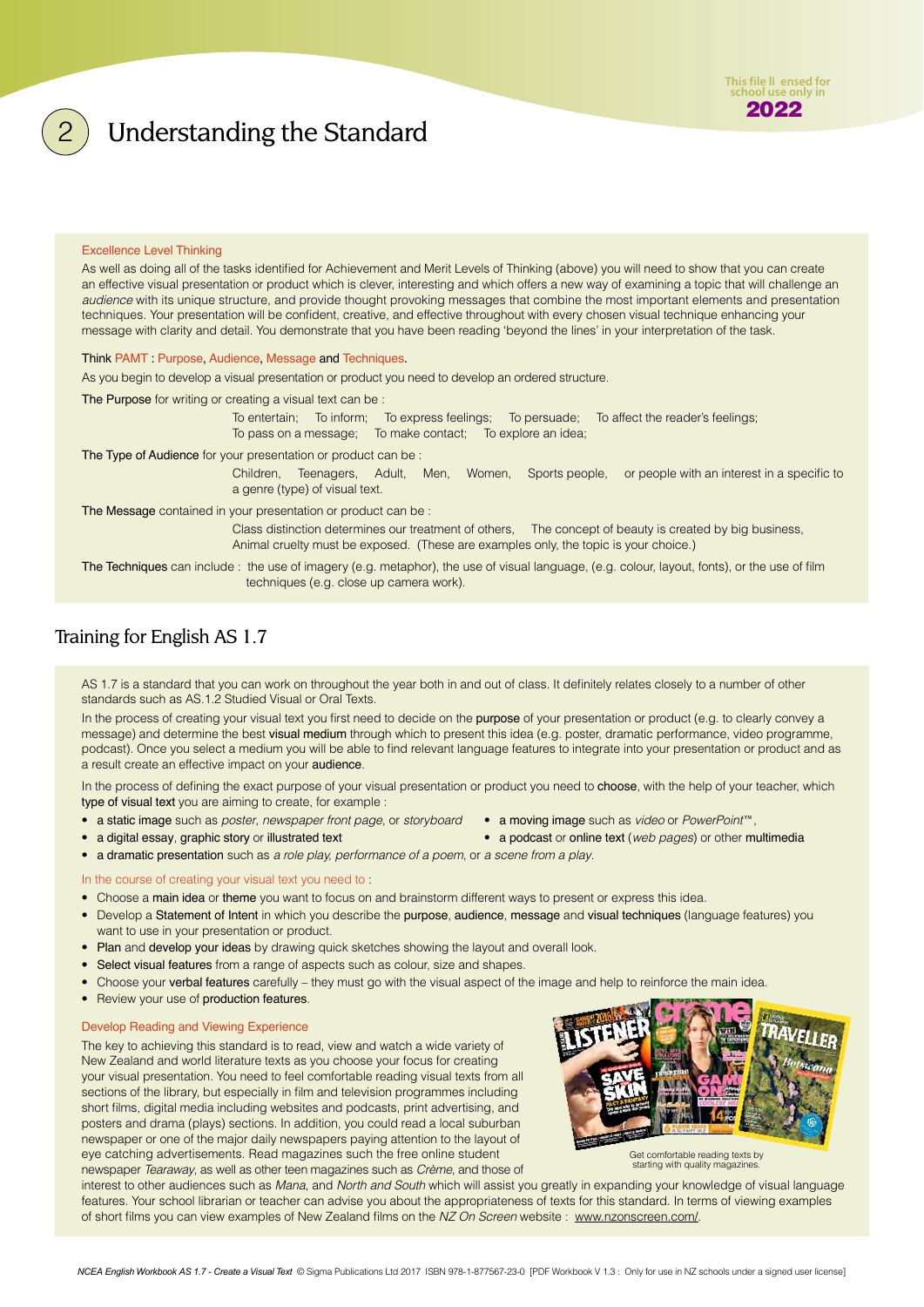# 2 Understanding the Standard

### Excellence Level Thinking

As well as doing all of the tasks identified for Achievement and Merit Levels of Thinking (above) you will need to show that you can create an effective visual presentation or product which is clever, interesting and which offers a new way of examining a topic that will challenge an *audience* with its unique structure, and provide thought provoking messages that combine the most important elements and presentation techniques. Your presentation will be confident, creative, and effective throughout with every chosen visual technique enhancing your message with clarity and detail. You demonstrate that you have been reading 'beyond the lines' in your interpretation of the task.

Think PAMT : Purpose, Audience, Message and Techniques.

As you begin to develop a visual presentation or product you need to develop an ordered structure.

**The Purpose** for writing or creating a visual text can be :

To entertain; To inform; To express feelings; To persuade; To affect the reader's feelings; To pass on a message; To make contact; To explore an idea;

**The Type of Audience** for your presentation or product can be :

Children, Teenagers, Adult, Men, Women, Sports people, or people with an interest in a specific to a genre (type) of visual text.

**The Message** contained in your presentation or product can be :

Class distinction determines our treatment of others, The concept of beauty is created by big business, Animal cruelty must be exposed. (These are examples only, the topic is your choice.)

**The Techniques** can include : the use of imagery (e.g. metaphor), the use of visual language, (e.g. colour, layout, fonts), or the use of film techniques (e.g. close up camera work).

## Training for English AS 1.7

AS 1.7 is a standard that you can work on throughout the year both in and out of class. It definitely relates closely to a number of other standards such as AS.1.2 Studied Visual or Oral Texts.

In the process of creating your visual text you first need to decide on the **purpose** of your presentation or product (e.g. to clearly convey a message) and determine the best **visual medium** through which to present this idea (e.g. poster, dramatic performance, video programme, podcast). Once you select a medium you will be able to find relevant language features to integrate into your presentation or product and as a result create an effective impact on your **audience**.

In the process of defining the exact purpose of your visual presentation or product you need to **choose**, with the help of your teacher, which **type of visual text** you are aiming to create, for example :

- **a static image** such as *poster, newspaper front page*, or *storyboard*
- **a moving image** such as *video* or *PowerPoint™*,
- **a digital essay**, **graphic story** or **illustrated text**
- **a podcast** or **online text** (*web pages*) or other **multimedia**
- **a dramatic presentation** such as *a role play, performance of a poem*, or *a scene from a play.*

### In the course of creating your visual text you need to :

- Choose a **main idea** or **theme** you want to focus on and brainstorm different ways to present or express this idea.
- Develop a **Statement of Intent** in which you describe the **purpose**, **audience**, **message** and **visual techniques** (language features) you want to use in your presentation or product.
- **Plan** and **develop your ideas** by drawing quick sketches showing the layout and overall look.
- **Select visual features** from a range of aspects such as colour, size and shapes.
- Choose your **verbal features** carefully – they must go with the visual aspect of the image and help to reinforce the main idea.
- Review your use of **production features**.

### Develop Reading and Viewing Experience

The key to achieving this standard is to read, view and watch a wide variety of New Zealand and world literature texts as you choose your focus for creating your visual presentation. You need to feel comfortable reading visual texts from all sections of the library, but especially in film and television programmes including short films, digital media including websites and podcasts, print advertising, and posters and drama (plays) sections. In addition, you could read a local suburban newspaper or one of the major daily newspapers paying attention to the layout of eye catching advertisements. Read magazines such the free online student newspaper *Tearaway*, as well as other teen magazines such as *Crème*, and those of interest to other audiences such as *Mana*, and *North and South* which will assist you greatly in expanding your knowledge of visual language features. Your school librarian or teacher can advise you about the appropriateness of texts for this standard. In terms of viewing examples of short films you can view examples of New Zealand films on the *NZ On Screen* website : www.nzonscreen.com/.

Get comfortable reading texts by starting with quality magazines.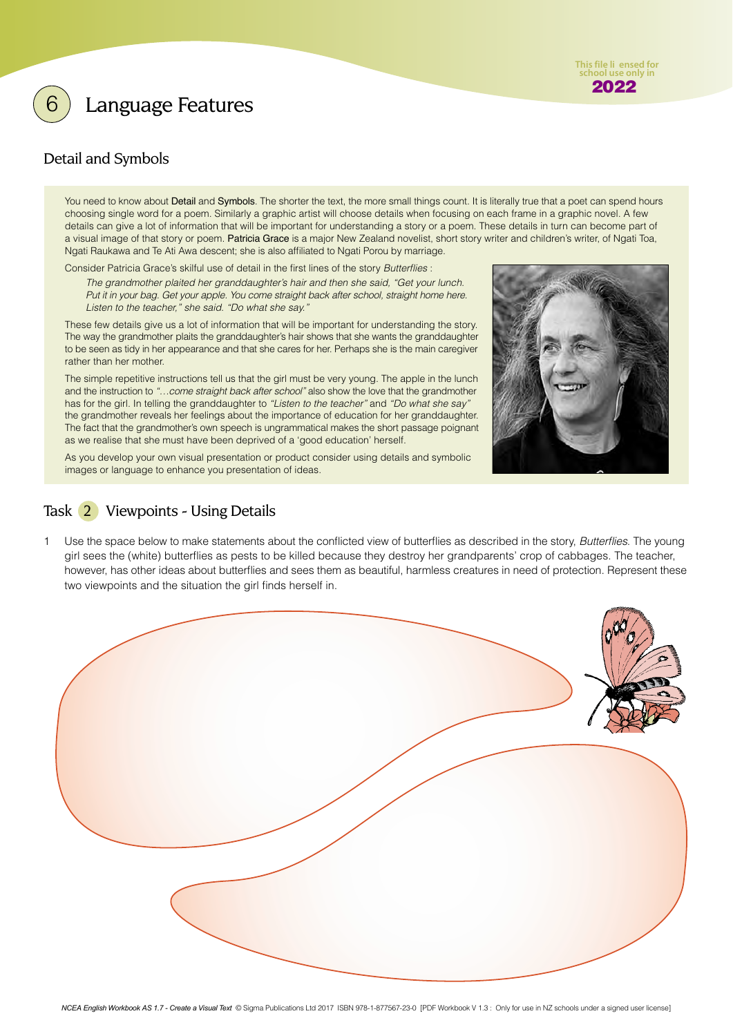# 6 Language Features

## Detail and Symbols

You need to know about **Detail** and **Symbols**. The shorter the text, the more small things count. It is literally true that a poet can spend hours choosing single word for a poem. Similarly a graphic artist will choose details when focusing on each frame in a graphic novel. A few details can give a lot of information that will be important for understanding a story or a poem. These details in turn can become part of a visual image of that story or poem. **Patricia Grace** is a major New Zealand novelist, short story writer and children's writer, of Ngati Toa, Ngati Raukawa and Te Ati Awa descent; she is also affiliated to Ngati Porou by marriage.

Consider Patricia Grace's skilful use of detail in the first lines of the story *Butterflies* :

> *The grandmother plaited her granddaughter's hair and then she said, "Get your lunch. Put it in your bag. Get your apple. You come straight back after school, straight home here. Listen to the teacher," she said. "Do what she say."*

These few details give us a lot of information that will be important for understanding the story. The way the grandmother plaits the granddaughter's hair shows that she wants the granddaughter to be seen as tidy in her appearance and that she cares for her. Perhaps she is the main caregiver rather than her mother.

The simple repetitive instructions tell us that the girl must be very young. The apple in the lunch and the instruction to *"…come straight back after school"* also show the love that the grandmother has for the girl. In telling the granddaughter to *"Listen to the teacher"* and *"Do what she say"* the grandmother reveals her feelings about the importance of education for her granddaughter. The fact that the grandmother's own speech is ungrammatical makes the short passage poignant as we realise that she must have been deprived of a 'good education' herself.

As you develop your own visual presentation or product consider using details and symbolic images or language to enhance you presentation of ideas.

## Task 2 Viewpoints - Using Details

1. Use the space below to make statements about the conflicted view of butterflies as described in the story, *Butterflies*. The young girl sees the (white) butterflies as pests to be killed because they destroy her grandparents' crop of cabbages. The teacher, however, has other ideas about butterflies and sees them as beautiful, harmless creatures in need of protection. Represent these two viewpoints and the situation the girl finds herself in.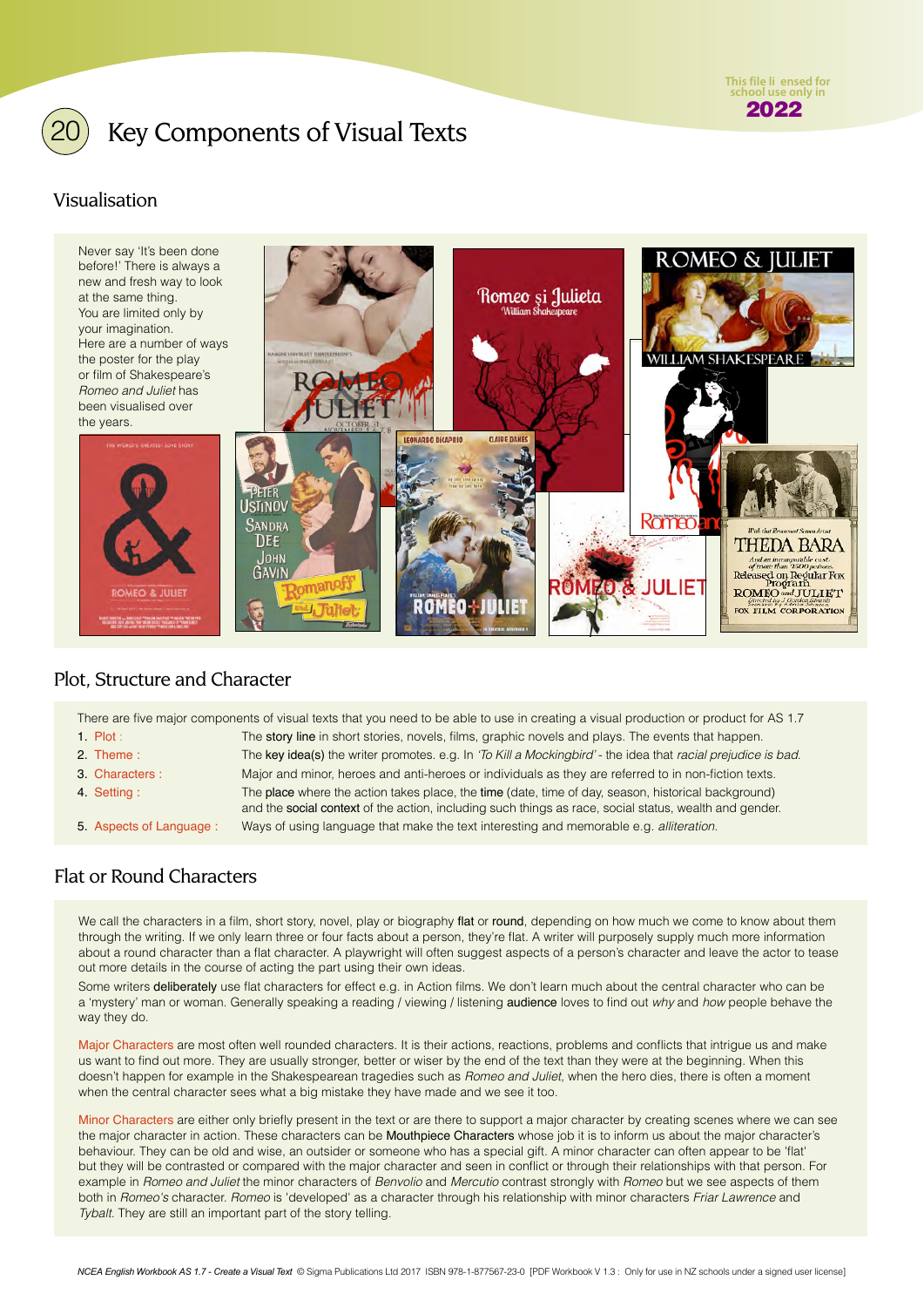# 20 Key Components of Visual Texts

## Visualisation

Never say 'It's been done before!' There is always a new and fresh way to look at the same thing. You are limited only by your imagination. Here are a number of ways the poster for the play or film of Shakespeare's *Romeo and Juliet* has been visualised over the years.

## Plot, Structure and Character

There are five major components of visual texts that you need to be able to use in creating a visual production or product for AS 1.7

1. Plot : The **story line** in short stories, novels, films, graphic novels and plays. The events that happen.
2. Theme : The **key idea(s)** the writer promotes. e.g. In *'To Kill a Mockingbird'* - the idea that *racial prejudice is bad.*
3. Characters : Major and minor, heroes and anti-heroes or individuals as they are referred to in non-fiction texts.
4. Setting : The **place** where the action takes place, the **time** (date, time of day, season, historical background) and the **social context** of the action, including such things as race, social status, wealth and gender.
5. Aspects of Language : Ways of using language that make the text interesting and memorable e.g. *alliteration.*

## Flat or Round Characters

We call the characters in a film, short story, novel, play or biography **flat** or **round**, depending on how much we come to know about them through the writing. If we only learn three or four facts about a person, they're flat. A writer will purposely supply much more information about a round character than a flat character. A playwright will often suggest aspects of a person's character and leave the actor to tease out more details in the course of acting the part using their own ideas.

Some writers **deliberately** use flat characters for effect e.g. in Action films. We don't learn much about the central character who can be a 'mystery' man or woman. Generally speaking a reading / viewing / listening **audience** loves to find out *why* and *how* people behave the way they do.

Major Characters are most often well rounded characters. It is their actions, reactions, problems and conflicts that intrigue us and make us want to find out more. They are usually stronger, better or wiser by the end of the text than they were at the beginning. When this doesn't happen for example in the Shakespearean tragedies such as *Romeo and Juliet*, when the hero dies, there is often a moment when the central character sees what a big mistake they have made and we see it too.

Minor Characters are either only briefly present in the text or are there to support a major character by creating scenes where we can see the major character in action. These characters can be **Mouthpiece Characters** whose job it is to inform us about the major character's behaviour. They can be old and wise, an outsider or someone who has a special gift. A minor character can often appear to be 'flat' but they will be contrasted or compared with the major character and seen in conflict or through their relationships with that person. For example in *Romeo and Juliet* the minor characters of *Benvolio* and *Mercutio* contrast strongly with *Romeo* but we see aspects of them both in *Romeo's* character. *Romeo* is 'developed' as a character through his relationship with minor characters *Friar Lawrence* and *Tybalt*. They are still an important part of the story telling.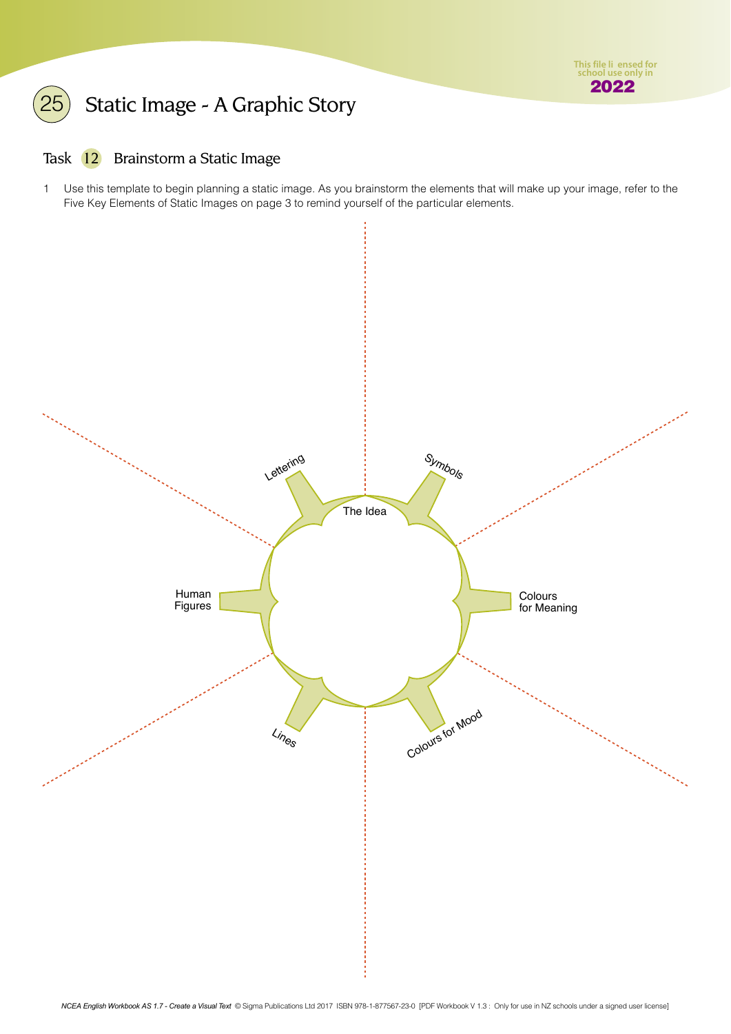# 25 Static Image - A Graphic Story

## Task 12 Brainstorm a Static Image

1. Use this template to begin planning a static image. As you brainstorm the elements that will make up your image, refer to the Five Key Elements of Static Images on page 3 to remind yourself of the particular elements.

The Idea

Lettering

Symbols

Human Figures

Colours for Meaning

Lines

Colours for Mood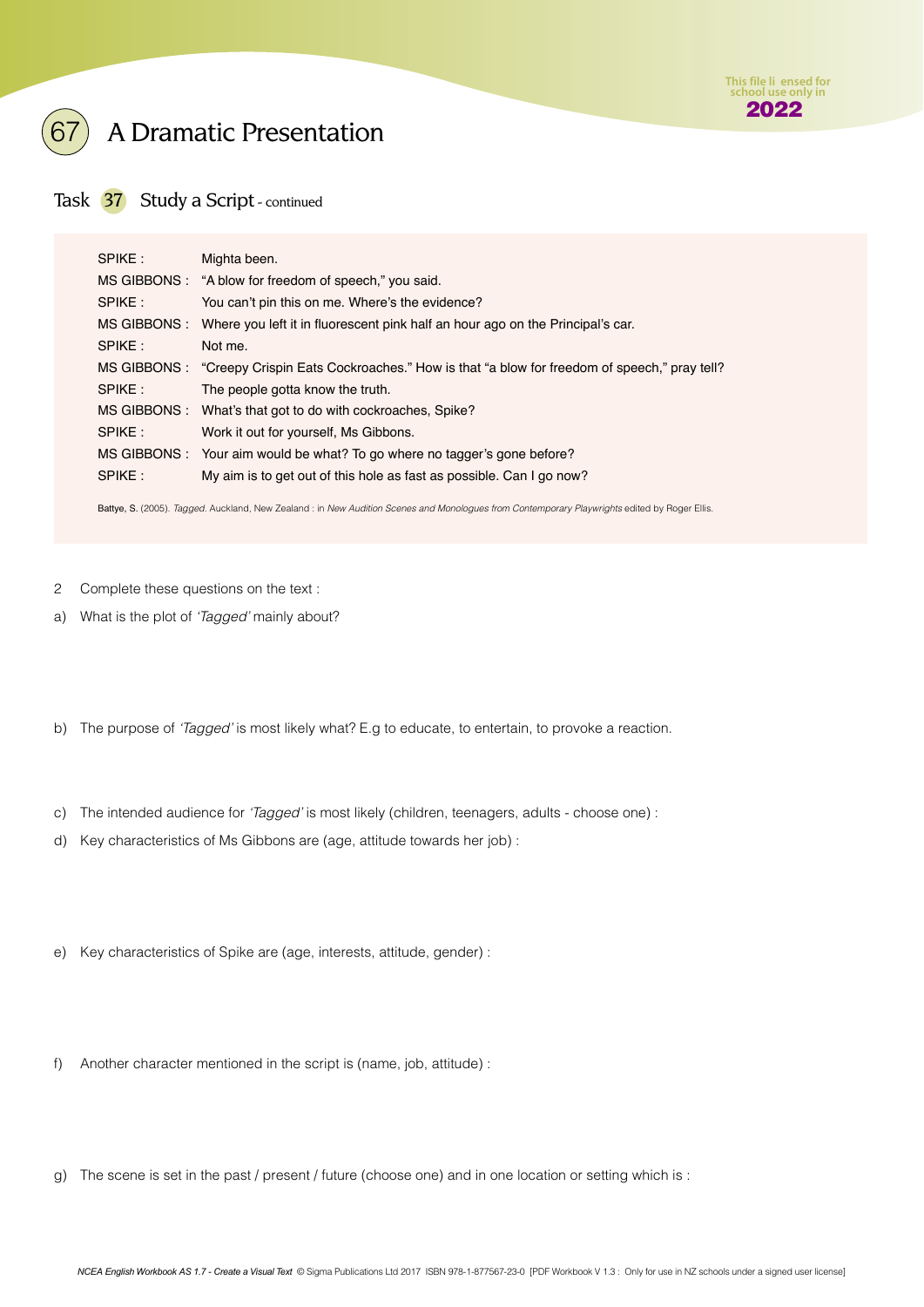# 67 A Dramatic Presentation

## Task 37 Study a Script - continued

| | |
|---|---|
| SPIKE : | Mighta been. |
| MS GIBBONS : | "A blow for freedom of speech," you said. |
| SPIKE : | You can't pin this on me. Where's the evidence? |
| MS GIBBONS : | Where you left it in fluorescent pink half an hour ago on the Principal's car. |
| SPIKE : | Not me. |
| MS GIBBONS : | "Creepy Crispin Eats Cockroaches." How is that "a blow for freedom of speech," pray tell? |
| SPIKE : | The people gotta know the truth. |
| MS GIBBONS : | What's that got to do with cockroaches, Spike? |
| SPIKE : | Work it out for yourself, Ms Gibbons. |
| MS GIBBONS : | Your aim would be what? To go where no tagger's gone before? |
| SPIKE : | My aim is to get out of this hole as fast as possible. Can I go now? |

Battye, S. (2005). *Tagged.* Auckland, New Zealand : in *New Audition Scenes and Monologues from Contemporary Playwrights* edited by Roger Ellis.

2 Complete these questions on the text :

a) What is the plot of *'Tagged'* mainly about?

b) The purpose of *'Tagged'* is most likely what? E.g to educate, to entertain, to provoke a reaction.

c) The intended audience for *'Tagged'* is most likely (children, teenagers, adults - choose one) :

d) Key characteristics of Ms Gibbons are (age, attitude towards her job) :

e) Key characteristics of Spike are (age, interests, attitude, gender) :

f) Another character mentioned in the script is (name, job, attitude) :

g) The scene is set in the past / present / future (choose one) and in one location or setting which is :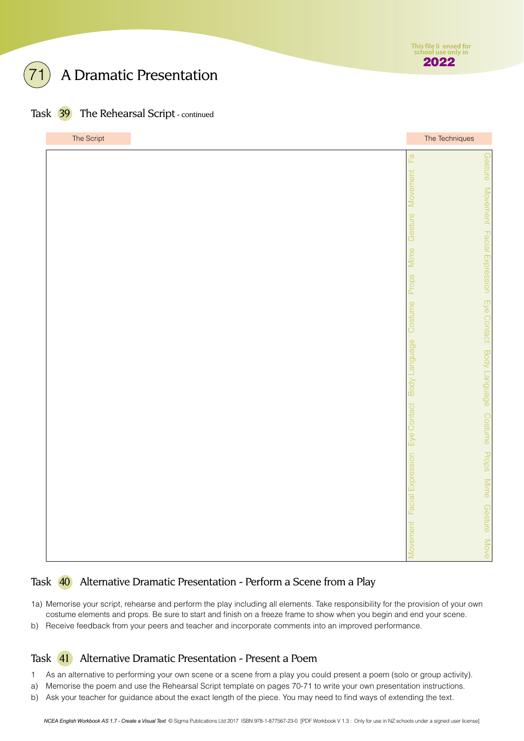# 71 A Dramatic Presentation

## Task 39 The Rehearsal Script - continued

| The Script | The Techniques |
|---|---|
| | |

## Task 40 Alternative Dramatic Presentation - Perform a Scene from a Play

1a) Memorise your script, rehearse and perform the play including all elements. Take responsibility for the provision of your own costume elements and props. Be sure to start and finish on a freeze frame to show when you begin and end your scene.

b) Receive feedback from your peers and teacher and incorporate comments into an improved performance.

## Task 41 Alternative Dramatic Presentation - Present a Poem

1 As an alternative to performing your own scene or a scene from a play you could present a poem (solo or group activity).

a) Memorise the poem and use the Rehearsal Script template on pages 70-71 to write your own presentation instructions.

b) Ask your teacher for guidance about the exact length of the piece. You may need to find ways of extending the text.